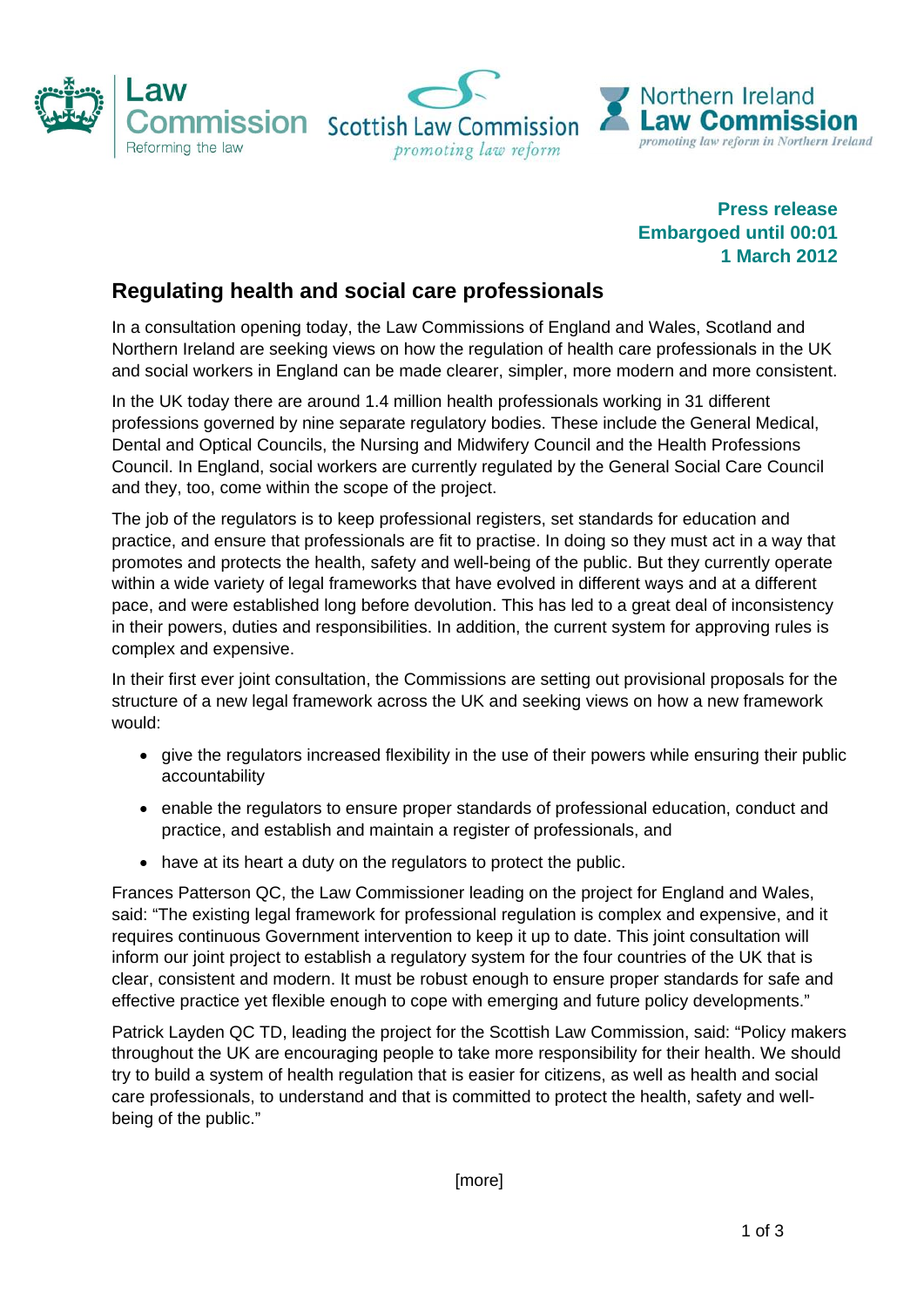Law Commission
Reforming the law

Scottish Law Commission
*promoting law reform*

Northern Ireland Law Commission
*promoting law reform in Northern Ireland*

**Press release**
**Embargoed until 00:01**
**1 March 2012**

## Regulating health and social care professionals

In a consultation opening today, the Law Commissions of England and Wales, Scotland and Northern Ireland are seeking views on how the regulation of health care professionals in the UK and social workers in England can be made clearer, simpler, more modern and more consistent.

In the UK today there are around 1.4 million health professionals working in 31 different professions governed by nine separate regulatory bodies. These include the General Medical, Dental and Optical Councils, the Nursing and Midwifery Council and the Health Professions Council. In England, social workers are currently regulated by the General Social Care Council and they, too, come within the scope of the project.

The job of the regulators is to keep professional registers, set standards for education and practice, and ensure that professionals are fit to practise. In doing so they must act in a way that promotes and protects the health, safety and well-being of the public. But they currently operate within a wide variety of legal frameworks that have evolved in different ways and at a different pace, and were established long before devolution. This has led to a great deal of inconsistency in their powers, duties and responsibilities. In addition, the current system for approving rules is complex and expensive.

In their first ever joint consultation, the Commissions are setting out provisional proposals for the structure of a new legal framework across the UK and seeking views on how a new framework would:

- give the regulators increased flexibility in the use of their powers while ensuring their public accountability
- enable the regulators to ensure proper standards of professional education, conduct and practice, and establish and maintain a register of professionals, and
- have at its heart a duty on the regulators to protect the public.

Frances Patterson QC, the Law Commissioner leading on the project for England and Wales, said: "The existing legal framework for professional regulation is complex and expensive, and it requires continuous Government intervention to keep it up to date. This joint consultation will inform our joint project to establish a regulatory system for the four countries of the UK that is clear, consistent and modern. It must be robust enough to ensure proper standards for safe and effective practice yet flexible enough to cope with emerging and future policy developments."

Patrick Layden QC TD, leading the project for the Scottish Law Commission, said: "Policy makers throughout the UK are encouraging people to take more responsibility for their health. We should try to build a system of health regulation that is easier for citizens, as well as health and social care professionals, to understand and that is committed to protect the health, safety and well-being of the public."

[more]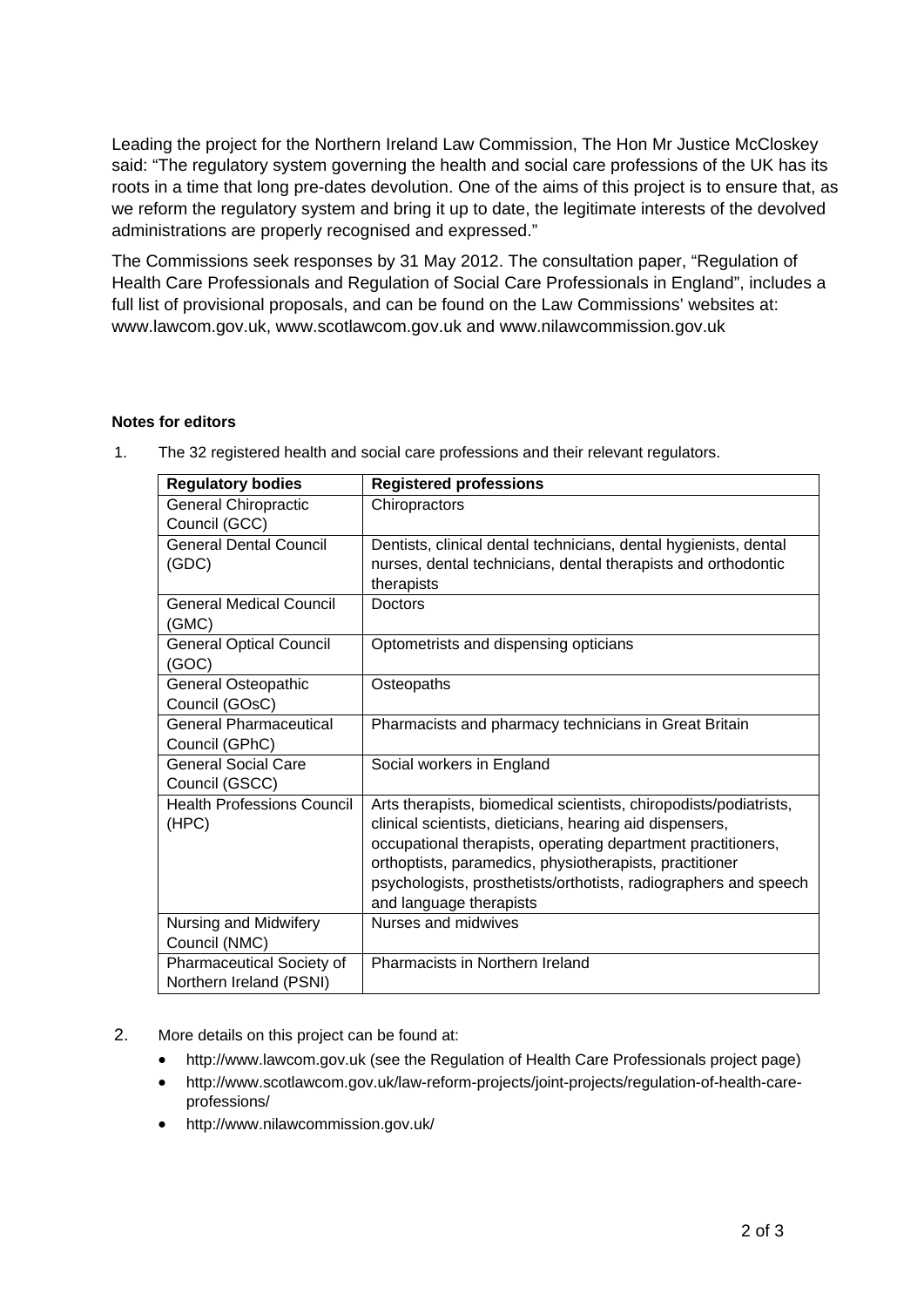Leading the project for the Northern Ireland Law Commission, The Hon Mr Justice McCloskey said: "The regulatory system governing the health and social care professions of the UK has its roots in a time that long pre-dates devolution. One of the aims of this project is to ensure that, as we reform the regulatory system and bring it up to date, the legitimate interests of the devolved administrations are properly recognised and expressed."

The Commissions seek responses by 31 May 2012. The consultation paper, "Regulation of Health Care Professionals and Regulation of Social Care Professionals in England", includes a full list of provisional proposals, and can be found on the Law Commissions' websites at: www.lawcom.gov.uk, www.scotlawcom.gov.uk and www.nilawcommission.gov.uk

**Notes for editors**

1. The 32 registered health and social care professions and their relevant regulators.

| Regulatory bodies | Registered professions |
|---|---|
| General Chiropractic Council (GCC) | Chiropractors |
| General Dental Council (GDC) | Dentists, clinical dental technicians, dental hygienists, dental nurses, dental technicians, dental therapists and orthodontic therapists |
| General Medical Council (GMC) | Doctors |
| General Optical Council (GOC) | Optometrists and dispensing opticians |
| General Osteopathic Council (GOsC) | Osteopaths |
| General Pharmaceutical Council (GPhC) | Pharmacists and pharmacy technicians in Great Britain |
| General Social Care Council (GSCC) | Social workers in England |
| Health Professions Council (HPC) | Arts therapists, biomedical scientists, chiropodists/podiatrists, clinical scientists, dieticians, hearing aid dispensers, occupational therapists, operating department practitioners, orthoptists, paramedics, physiotherapists, practitioner psychologists, prosthetists/orthotists, radiographers and speech and language therapists |
| Nursing and Midwifery Council (NMC) | Nurses and midwives |
| Pharmaceutical Society of Northern Ireland (PSNI) | Pharmacists in Northern Ireland |

2. More details on this project can be found at:
   - http://www.lawcom.gov.uk (see the Regulation of Health Care Professionals project page)
   - http://www.scotlawcom.gov.uk/law-reform-projects/joint-projects/regulation-of-health-care-professions/
   - http://www.nilawcommission.gov.uk/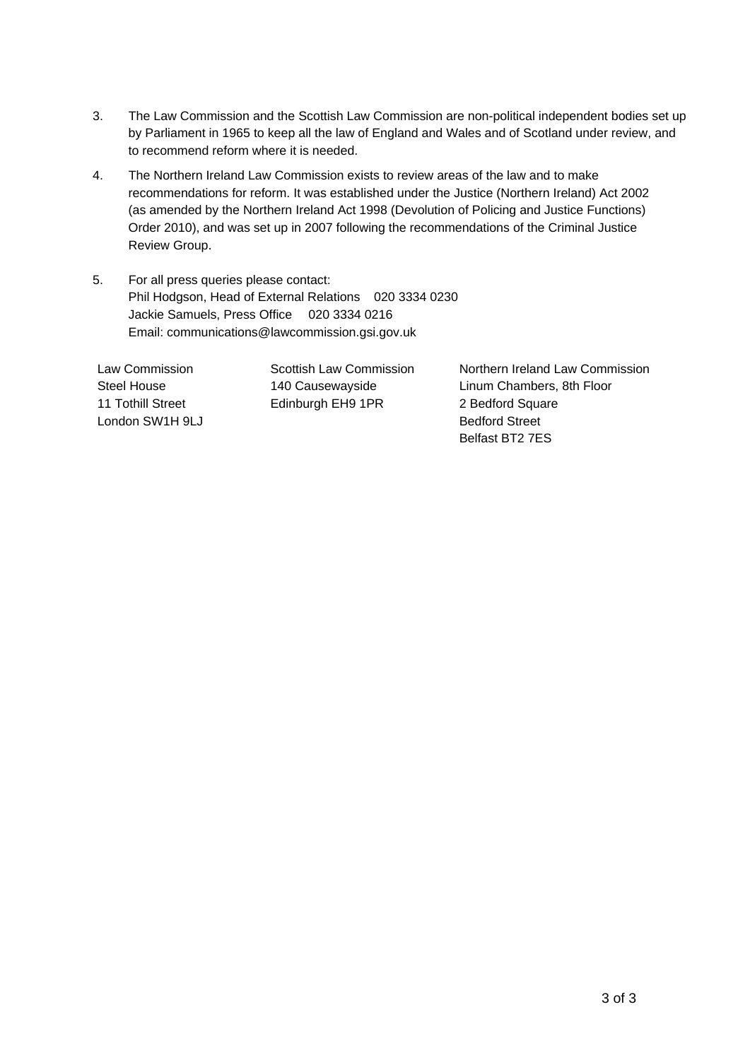3. The Law Commission and the Scottish Law Commission are non-political independent bodies set up by Parliament in 1965 to keep all the law of England and Wales and of Scotland under review, and to recommend reform where it is needed.

4. The Northern Ireland Law Commission exists to review areas of the law and to make recommendations for reform. It was established under the Justice (Northern Ireland) Act 2002 (as amended by the Northern Ireland Act 1998 (Devolution of Policing and Justice Functions) Order 2010), and was set up in 2007 following the recommendations of the Criminal Justice Review Group.

5. For all press queries please contact:
   Phil Hodgson, Head of External Relations 020 3334 0230
   Jackie Samuels, Press Office 020 3334 0216
   Email: communications@lawcommission.gsi.gov.uk

Law Commission
Steel House
11 Tothill Street
London SW1H 9LJ

Scottish Law Commission
140 Causewayside
Edinburgh EH9 1PR

Northern Ireland Law Commission
Linum Chambers, 8th Floor
2 Bedford Square
Bedford Street
Belfast BT2 7ES